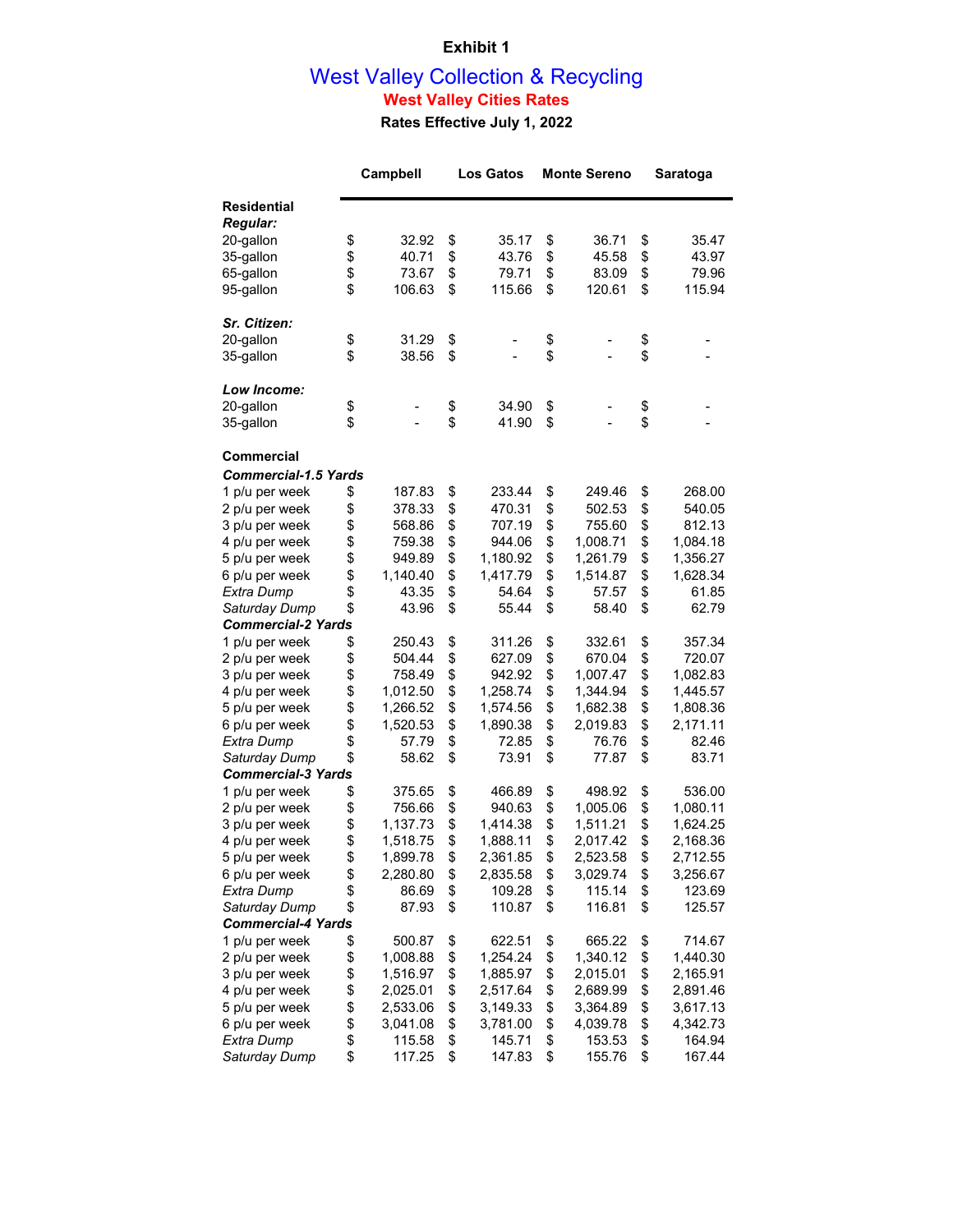**Exhibit 1**

# West Valley Collection & Recycling

## West Valley Cities Rates

**Rates Effective July 1, 2022**

| | Campbell | Los Gatos | Monte Sereno | Saratoga |
|---|---|---|---|---|
| **Residential** | | | | |
| ***Regular:*** | | | | |
| 20-gallon | $ 32.92 | $ 35.17 | $ 36.71 | $ 35.47 |
| 35-gallon | $ 40.71 | $ 43.76 | $ 45.58 | $ 43.97 |
| 65-gallon | $ 73.67 | $ 79.71 | $ 83.09 | $ 79.96 |
| 95-gallon | $ 106.63 | $ 115.66 | $ 120.61 | $ 115.94 |
| ***Sr. Citizen:*** | | | | |
| 20-gallon | $ 31.29 | $ - | $ - | $ - |
| 35-gallon | $ 38.56 | $ - | $ - | $ - |
| ***Low Income:*** | | | | |
| 20-gallon | $ - | $ 34.90 | $ - | $ - |
| 35-gallon | $ - | $ 41.90 | $ - | $ - |
| **Commercial** | | | | |
| ***Commercial-1.5 Yards*** | | | | |
| 1 p/u per week | $ 187.83 | $ 233.44 | $ 249.46 | $ 268.00 |
| 2 p/u per week | $ 378.33 | $ 470.31 | $ 502.53 | $ 540.05 |
| 3 p/u per week | $ 568.86 | $ 707.19 | $ 755.60 | $ 812.13 |
| 4 p/u per week | $ 759.38 | $ 944.06 | $ 1,008.71 | $ 1,084.18 |
| 5 p/u per week | $ 949.89 | $ 1,180.92 | $ 1,261.79 | $ 1,356.27 |
| 6 p/u per week | $ 1,140.40 | $ 1,417.79 | $ 1,514.87 | $ 1,628.34 |
| *Extra Dump* | $ 43.35 | $ 54.64 | $ 57.57 | $ 61.85 |
| *Saturday Dump* | $ 43.96 | $ 55.44 | $ 58.40 | $ 62.79 |
| ***Commercial-2 Yards*** | | | | |
| 1 p/u per week | $ 250.43 | $ 311.26 | $ 332.61 | $ 357.34 |
| 2 p/u per week | $ 504.44 | $ 627.09 | $ 670.04 | $ 720.07 |
| 3 p/u per week | $ 758.49 | $ 942.92 | $ 1,007.47 | $ 1,082.83 |
| 4 p/u per week | $ 1,012.50 | $ 1,258.74 | $ 1,344.94 | $ 1,445.57 |
| 5 p/u per week | $ 1,266.52 | $ 1,574.56 | $ 1,682.38 | $ 1,808.36 |
| 6 p/u per week | $ 1,520.53 | $ 1,890.38 | $ 2,019.83 | $ 2,171.11 |
| *Extra Dump* | $ 57.79 | $ 72.85 | $ 76.76 | $ 82.46 |
| *Saturday Dump* | $ 58.62 | $ 73.91 | $ 77.87 | $ 83.71 |
| ***Commercial-3 Yards*** | | | | |
| 1 p/u per week | $ 375.65 | $ 466.89 | $ 498.92 | $ 536.00 |
| 2 p/u per week | $ 756.66 | $ 940.63 | $ 1,005.06 | $ 1,080.11 |
| 3 p/u per week | $ 1,137.73 | $ 1,414.38 | $ 1,511.21 | $ 1,624.25 |
| 4 p/u per week | $ 1,518.75 | $ 1,888.11 | $ 2,017.42 | $ 2,168.36 |
| 5 p/u per week | $ 1,899.78 | $ 2,361.85 | $ 2,523.58 | $ 2,712.55 |
| 6 p/u per week | $ 2,280.80 | $ 2,835.58 | $ 3,029.74 | $ 3,256.67 |
| *Extra Dump* | $ 86.69 | $ 109.28 | $ 115.14 | $ 123.69 |
| *Saturday Dump* | $ 87.93 | $ 110.87 | $ 116.81 | $ 125.57 |
| ***Commercial-4 Yards*** | | | | |
| 1 p/u per week | $ 500.87 | $ 622.51 | $ 665.22 | $ 714.67 |
| 2 p/u per week | $ 1,008.88 | $ 1,254.24 | $ 1,340.12 | $ 1,440.30 |
| 3 p/u per week | $ 1,516.97 | $ 1,885.97 | $ 2,015.01 | $ 2,165.91 |
| 4 p/u per week | $ 2,025.01 | $ 2,517.64 | $ 2,689.99 | $ 2,891.46 |
| 5 p/u per week | $ 2,533.06 | $ 3,149.33 | $ 3,364.89 | $ 3,617.13 |
| 6 p/u per week | $ 3,041.08 | $ 3,781.00 | $ 4,039.78 | $ 4,342.73 |
| *Extra Dump* | $ 115.58 | $ 145.71 | $ 153.53 | $ 164.94 |
| *Saturday Dump* | $ 117.25 | $ 147.83 | $ 155.76 | $ 167.44 |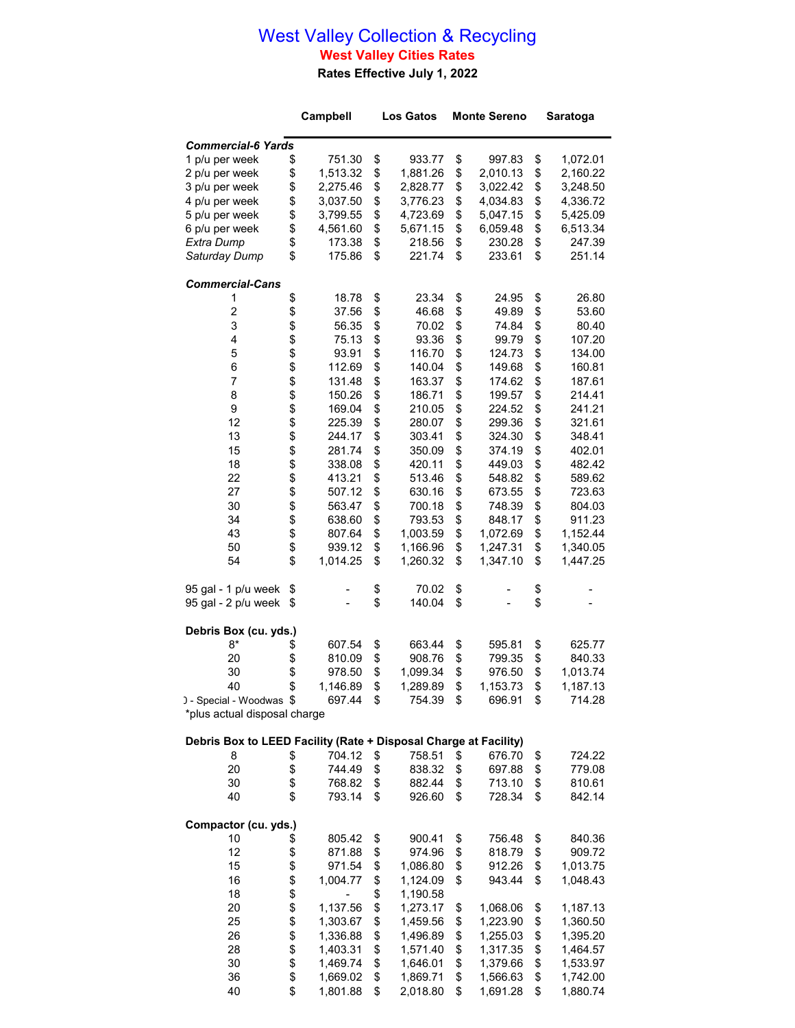# West Valley Collection & Recycling

## West Valley Cities Rates

### Rates Effective July 1, 2022

| | Campbell | Los Gatos | Monte Sereno | Saratoga |
|---|---|---|---|---|
| ***Commercial-6 Yards*** | | | | |
| 1 p/u per week | $ 751.30 | $ 933.77 | $ 997.83 | $ 1,072.01 |
| 2 p/u per week | $ 1,513.32 | $ 1,881.26 | $ 2,010.13 | $ 2,160.22 |
| 3 p/u per week | $ 2,275.46 | $ 2,828.77 | $ 3,022.42 | $ 3,248.50 |
| 4 p/u per week | $ 3,037.50 | $ 3,776.23 | $ 4,034.83 | $ 4,336.72 |
| 5 p/u per week | $ 3,799.55 | $ 4,723.69 | $ 5,047.15 | $ 5,425.09 |
| 6 p/u per week | $ 4,561.60 | $ 5,671.15 | $ 6,059.48 | $ 6,513.34 |
| *Extra Dump* | $ 173.38 | $ 218.56 | $ 230.28 | $ 247.39 |
| *Saturday Dump* | $ 175.86 | $ 221.74 | $ 233.61 | $ 251.14 |
| ***Commercial-Cans*** | | | | |
| 1 | $ 18.78 | $ 23.34 | $ 24.95 | $ 26.80 |
| 2 | $ 37.56 | $ 46.68 | $ 49.89 | $ 53.60 |
| 3 | $ 56.35 | $ 70.02 | $ 74.84 | $ 80.40 |
| 4 | $ 75.13 | $ 93.36 | $ 99.79 | $ 107.20 |
| 5 | $ 93.91 | $ 116.70 | $ 124.73 | $ 134.00 |
| 6 | $ 112.69 | $ 140.04 | $ 149.68 | $ 160.81 |
| 7 | $ 131.48 | $ 163.37 | $ 174.62 | $ 187.61 |
| 8 | $ 150.26 | $ 186.71 | $ 199.57 | $ 214.41 |
| 9 | $ 169.04 | $ 210.05 | $ 224.52 | $ 241.21 |
| 12 | $ 225.39 | $ 280.07 | $ 299.36 | $ 321.61 |
| 13 | $ 244.17 | $ 303.41 | $ 324.30 | $ 348.41 |
| 15 | $ 281.74 | $ 350.09 | $ 374.19 | $ 402.01 |
| 18 | $ 338.08 | $ 420.11 | $ 449.03 | $ 482.42 |
| 22 | $ 413.21 | $ 513.46 | $ 548.82 | $ 589.62 |
| 27 | $ 507.12 | $ 630.16 | $ 673.55 | $ 723.63 |
| 30 | $ 563.47 | $ 700.18 | $ 748.39 | $ 804.03 |
| 34 | $ 638.60 | $ 793.53 | $ 848.17 | $ 911.23 |
| 43 | $ 807.64 | $ 1,003.59 | $ 1,072.69 | $ 1,152.44 |
| 50 | $ 939.12 | $ 1,166.96 | $ 1,247.31 | $ 1,340.05 |
| 54 | $ 1,014.25 | $ 1,260.32 | $ 1,347.10 | $ 1,447.25 |
| 95 gal - 1 p/u week | $ - | $ 70.02 | $ - | $ - |
| 95 gal - 2 p/u week | $ - | $ 140.04 | $ - | $ - |
| **Debris Box (cu. yds.)** | | | | |
| 8* | $ 607.54 | $ 663.44 | $ 595.81 | $ 625.77 |
| 20 | $ 810.09 | $ 908.76 | $ 799.35 | $ 840.33 |
| 30 | $ 978.50 | $ 1,099.34 | $ 976.50 | $ 1,013.74 |
| 40 | $ 1,146.89 | $ 1,289.89 | $ 1,153.73 | $ 1,187.13 |
| ) - Special - Woodwas | $ 697.44 | $ 754.39 | $ 696.91 | $ 714.28 |
| *plus actual disposal charge | | | | |
| **Debris Box to LEED Facility (Rate + Disposal Charge at Facility)** | | | | |
| 8 | $ 704.12 | $ 758.51 | $ 676.70 | $ 724.22 |
| 20 | $ 744.49 | $ 838.32 | $ 697.88 | $ 779.08 |
| 30 | $ 768.82 | $ 882.44 | $ 713.10 | $ 810.61 |
| 40 | $ 793.14 | $ 926.60 | $ 728.34 | $ 842.14 |
| **Compactor (cu. yds.)** | | | | |
| 10 | $ 805.42 | $ 900.41 | $ 756.48 | $ 840.36 |
| 12 | $ 871.88 | $ 974.96 | $ 818.79 | $ 909.72 |
| 15 | $ 971.54 | $ 1,086.80 | $ 912.26 | $ 1,013.75 |
| 16 | $ 1,004.77 | $ 1,124.09 | $ 943.44 | $ 1,048.43 |
| 18 | $ - | $ 1,190.58 | | |
| 20 | $ 1,137.56 | $ 1,273.17 | $ 1,068.06 | $ 1,187.13 |
| 25 | $ 1,303.67 | $ 1,459.56 | $ 1,223.90 | $ 1,360.50 |
| 26 | $ 1,336.88 | $ 1,496.89 | $ 1,255.03 | $ 1,395.20 |
| 28 | $ 1,403.31 | $ 1,571.40 | $ 1,317.35 | $ 1,464.57 |
| 30 | $ 1,469.74 | $ 1,646.01 | $ 1,379.66 | $ 1,533.97 |
| 36 | $ 1,669.02 | $ 1,869.71 | $ 1,566.63 | $ 1,742.00 |
| 40 | $ 1,801.88 | $ 2,018.80 | $ 1,691.28 | $ 1,880.74 |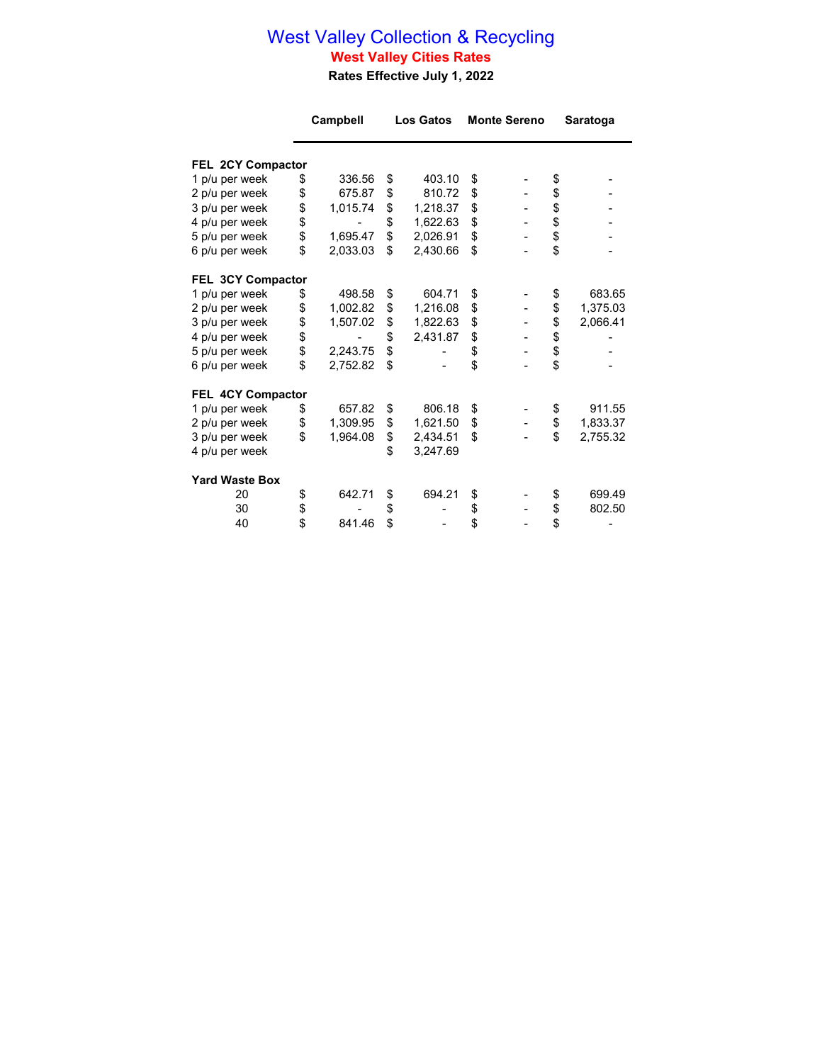# West Valley Collection & Recycling

## West Valley Cities Rates

**Rates Effective July 1, 2022**

| | Campbell | Los Gatos | Monte Sereno | Saratoga |
|---|---|---|---|---|
| **FEL 2CY Compactor** | | | | |
| 1 p/u per week | $ 336.56 | $ 403.10 | $ - | $ - |
| 2 p/u per week | $ 675.87 | $ 810.72 | $ - | $ - |
| 3 p/u per week | $ 1,015.74 | $ 1,218.37 | $ - | $ - |
| 4 p/u per week | $ - | $ 1,622.63 | $ - | $ - |
| 5 p/u per week | $ 1,695.47 | $ 2,026.91 | $ - | $ - |
| 6 p/u per week | $ 2,033.03 | $ 2,430.66 | $ - | $ - |
| **FEL 3CY Compactor** | | | | |
| 1 p/u per week | $ 498.58 | $ 604.71 | $ - | $ 683.65 |
| 2 p/u per week | $ 1,002.82 | $ 1,216.08 | $ - | $ 1,375.03 |
| 3 p/u per week | $ 1,507.02 | $ 1,822.63 | $ - | $ 2,066.41 |
| 4 p/u per week | $ - | $ 2,431.87 | $ - | $ - |
| 5 p/u per week | $ 2,243.75 | $ - | $ - | $ - |
| 6 p/u per week | $ 2,752.82 | $ - | $ - | $ - |
| **FEL 4CY Compactor** | | | | |
| 1 p/u per week | $ 657.82 | $ 806.18 | $ - | $ 911.55 |
| 2 p/u per week | $ 1,309.95 | $ 1,621.50 | $ - | $ 1,833.37 |
| 3 p/u per week | $ 1,964.08 | $ 2,434.51 | $ - | $ 2,755.32 |
| 4 p/u per week | | $ 3,247.69 | | |
| **Yard Waste Box** | | | | |
| 20 | $ 642.71 | $ 694.21 | $ - | $ 699.49 |
| 30 | $ - | $ - | $ - | $ 802.50 |
| 40 | $ 841.46 | $ - | $ - | $ - |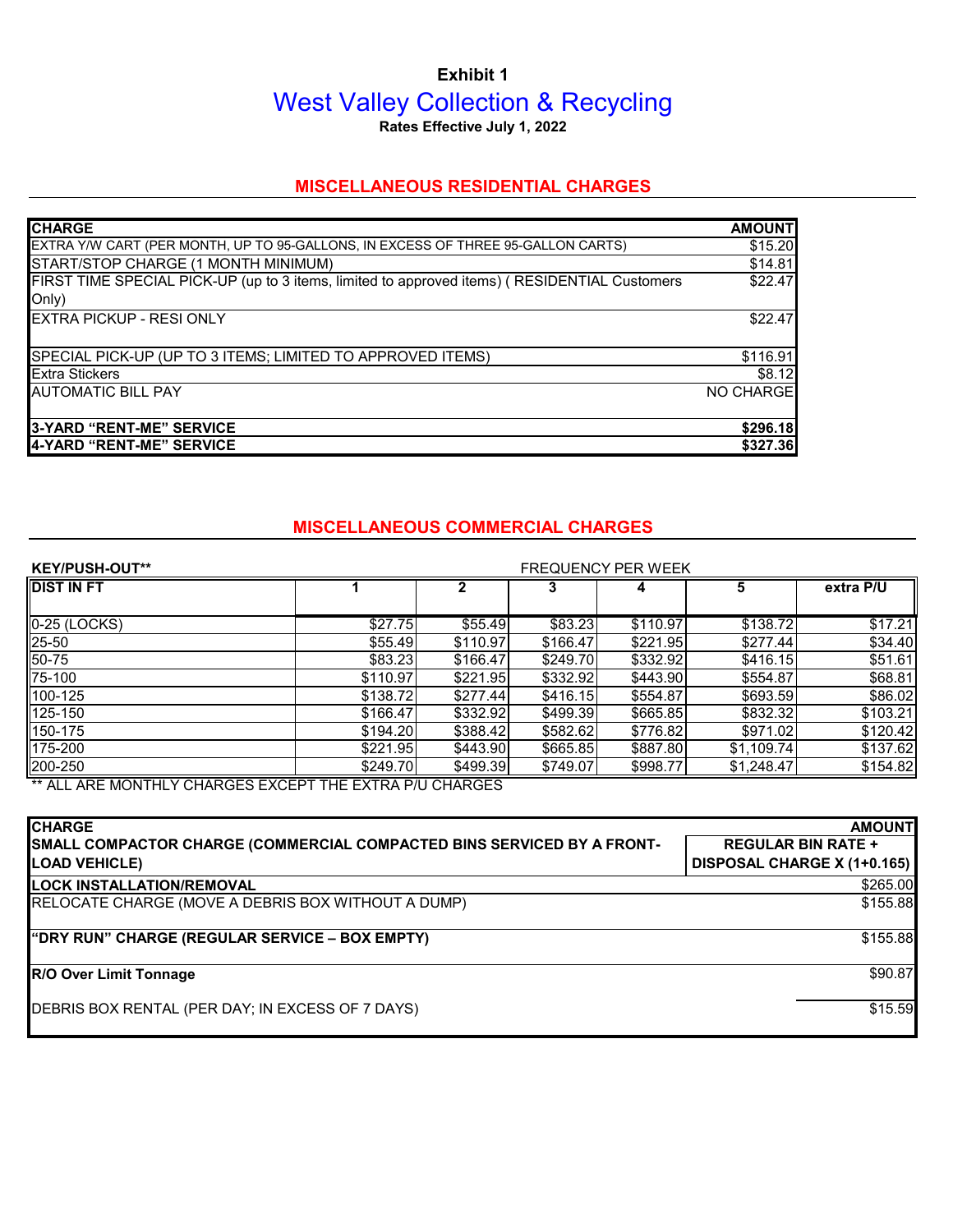**Exhibit 1**

# West Valley Collection & Recycling

**Rates Effective July 1, 2022**

## MISCELLANEOUS RESIDENTIAL CHARGES

| CHARGE | AMOUNT |
|---|---|
| EXTRA Y/W CART (PER MONTH, UP TO 95-GALLONS, IN EXCESS OF THREE 95-GALLON CARTS) | $15.20 |
| START/STOP CHARGE (1 MONTH MINIMUM) | $14.81 |
| FIRST TIME SPECIAL PICK-UP (up to 3 items, limited to approved items) ( RESIDENTIAL Customers Only) | $22.47 |
| EXTRA PICKUP - RESI ONLY | $22.47 |
| SPECIAL PICK-UP (UP TO 3 ITEMS; LIMITED TO APPROVED ITEMS) | $116.91 |
| Extra Stickers | $8.12 |
| AUTOMATIC BILL PAY | NO CHARGE |
| **3-YARD "RENT-ME" SERVICE** | **$296.18** |
| **4-YARD "RENT-ME" SERVICE** | **$327.36** |

## MISCELLANEOUS COMMERCIAL CHARGES

**KEY/PUSH-OUT****

| DIST IN FT | FREQUENCY PER WEEK 1 | 2 | 3 | 4 | 5 | extra P/U |
|---|---|---|---|---|---|---|
| 0-25 (LOCKS) | $27.75 | $55.49 | $83.23 | $110.97 | $138.72 | $17.21 |
| 25-50 | $55.49 | $110.97 | $166.47 | $221.95 | $277.44 | $34.40 |
| 50-75 | $83.23 | $166.47 | $249.70 | $332.92 | $416.15 | $51.61 |
| 75-100 | $110.97 | $221.95 | $332.92 | $443.90 | $554.87 | $68.81 |
| 100-125 | $138.72 | $277.44 | $416.15 | $554.87 | $693.59 | $86.02 |
| 125-150 | $166.47 | $332.92 | $499.39 | $665.85 | $832.32 | $103.21 |
| 150-175 | $194.20 | $388.42 | $582.62 | $776.82 | $971.02 | $120.42 |
| 175-200 | $221.95 | $443.90 | $665.85 | $887.80 | $1,109.74 | $137.62 |
| 200-250 | $249.70 | $499.39 | $749.07 | $998.77 | $1,248.47 | $154.82 |

** ALL ARE MONTHLY CHARGES EXCEPT THE EXTRA P/U CHARGES

| CHARGE | AMOUNT |
|---|---|
| **SMALL COMPACTOR CHARGE (COMMERCIAL COMPACTED BINS SERVICED BY A FRONT-LOAD VEHICLE)** | **REGULAR BIN RATE + DISPOSAL CHARGE X (1+0.165)** |
| **LOCK INSTALLATION/REMOVAL** | $265.00 |
| RELOCATE CHARGE (MOVE A DEBRIS BOX WITHOUT A DUMP) | $155.88 |
| **"DRY RUN" CHARGE (REGULAR SERVICE – BOX EMPTY)** | $155.88 |
| **R/O Over Limit Tonnage** | $90.87 |
| DEBRIS BOX RENTAL (PER DAY; IN EXCESS OF 7 DAYS) | $15.59 |